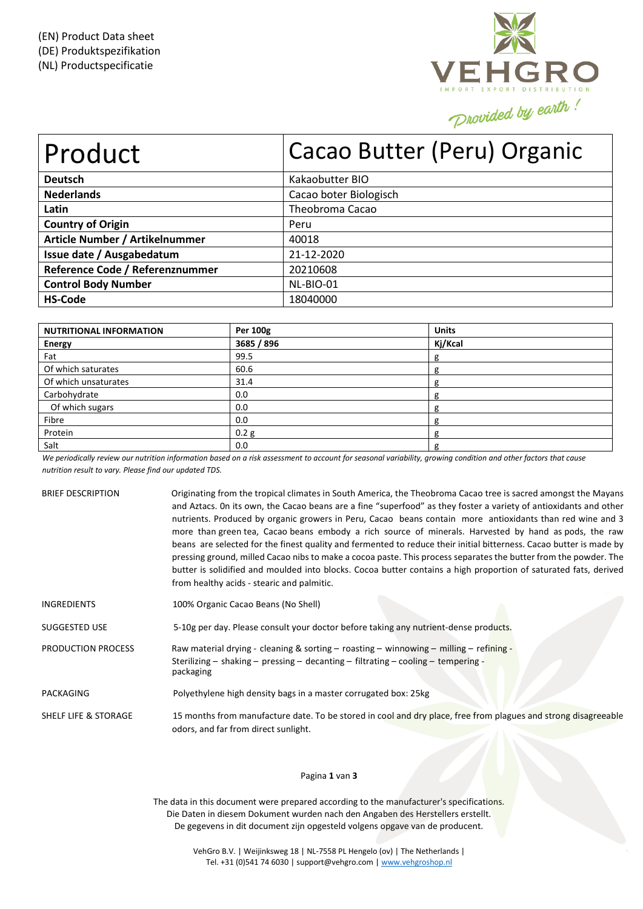(EN) Product Data sheet
(DE) Produktspezifikation
(NL) Productspecificatie

VEHGRO
IMPORT EXPORT DISTRIBUTION
Provided by earth !

| Product | Cacao Butter (Peru) Organic |
|---|---|
| **Deutsch** | Kakaobutter BIO |
| **Nederlands** | Cacao boter Biologisch |
| **Latin** | Theobroma Cacao |
| **Country of Origin** | Peru |
| **Article Number / Artikelnummer** | 40018 |
| **Issue date / Ausgabedatum** | 21-12-2020 |
| **Reference Code / Referenznummer** | 20210608 |
| **Control Body Number** | NL-BIO-01 |
| **HS-Code** | 18040000 |

| NUTRITIONAL INFORMATION | Per 100g | Units |
|---|---|---|
| **Energy** | **3685 / 896** | **Kj/Kcal** |
| Fat | 99.5 | g |
| Of which saturates | 60.6 | g |
| Of which unsaturates | 31.4 | g |
| Carbohydrate | 0.0 | g |
| Of which sugars | 0.0 | g |
| Fibre | 0.0 | g |
| Protein | 0.2 g | g |
| Salt | 0.0 | g |

*We periodically review our nutrition information based on a risk assessment to account for seasonal variability, growing condition and other factors that cause nutrition result to vary. Please find our updated TDS.*

BRIEF DESCRIPTION
Originating from the tropical climates in South America, the Theobroma Cacao tree is sacred amongst the Mayans and Aztacs. 0n its own, the Cacao beans are a fine "superfood" as they foster a variety of antioxidants and other nutrients. Produced by organic growers in Peru, Cacao beans contain more antioxidants than red wine and 3 more than green tea, Cacao beans embody a rich source of minerals. Harvested by hand as pods, the raw beans are selected for the finest quality and fermented to reduce their initial bitterness. Cacao butter is made by pressing ground, milled Cacao nibs to make a cocoa paste. This process separates the butter from the powder. The butter is solidified and moulded into blocks. Cocoa butter contains a high proportion of saturated fats, derived from healthy acids - stearic and palmitic.

INGREDIENTS
100% Organic Cacao Beans (No Shell)

SUGGESTED USE
5-10g per day. Please consult your doctor before taking any nutrient-dense products.

PRODUCTION PROCESS
Raw material drying - cleaning & sorting – roasting – winnowing – milling – refining - Sterilizing – shaking – pressing – decanting – filtrating – cooling – tempering - packaging

PACKAGING
Polyethylene high density bags in a master corrugated box: 25kg

SHELF LIFE & STORAGE
15 months from manufacture date. To be stored in cool and dry place, free from plagues and strong disagreeable odors, and far from direct sunlight.

The data in this document were prepared according to the manufacturer's specifications.
Die Daten in diesem Dokument wurden nach den Angaben des Herstellers erstellt.
De gegevens in dit document zijn opgesteld volgens opgave van de producent.

VehGro B.V. | Weijinksweg 18 | NL-7558 PL Hengelo (ov) | The Netherlands |
Tel. +31 (0)541 74 6030 | support@vehgro.com | www.vehgroshop.nl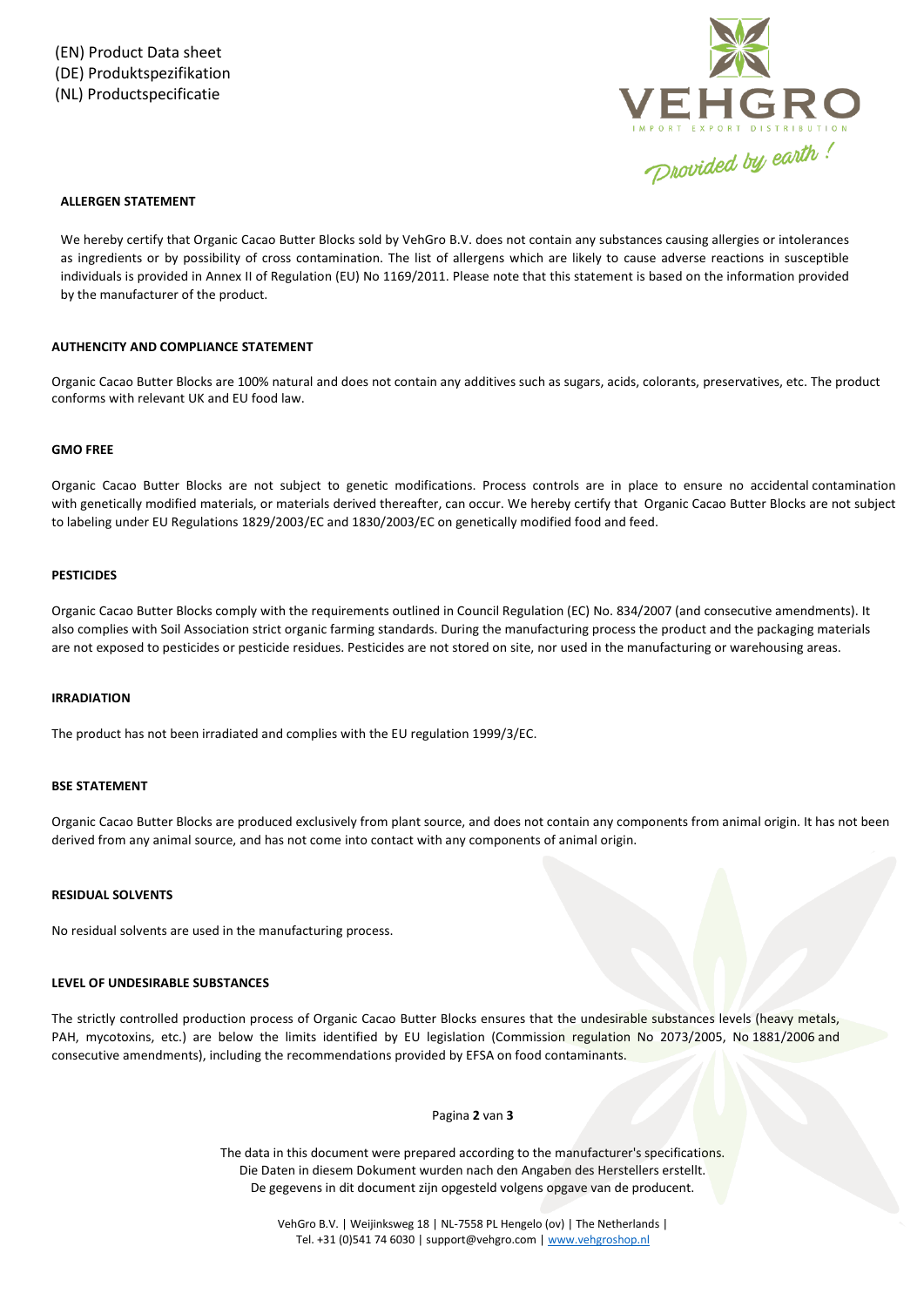(EN) Product Data sheet
(DE) Produktspezifikation
(NL) Productspecificatie

## ALLERGEN STATEMENT

We hereby certify that Organic Cacao Butter Blocks sold by VehGro B.V. does not contain any substances causing allergies or intolerances as ingredients or by possibility of cross contamination. The list of allergens which are likely to cause adverse reactions in susceptible individuals is provided in Annex II of Regulation (EU) No 1169/2011. Please note that this statement is based on the information provided by the manufacturer of the product.

## AUTHENCITY AND COMPLIANCE STATEMENT

Organic Cacao Butter Blocks are 100% natural and does not contain any additives such as sugars, acids, colorants, preservatives, etc. The product conforms with relevant UK and EU food law.

## GMO FREE

Organic Cacao Butter Blocks are not subject to genetic modifications. Process controls are in place to ensure no accidental contamination with genetically modified materials, or materials derived thereafter, can occur. We hereby certify that Organic Cacao Butter Blocks are not subject to labeling under EU Regulations 1829/2003/EC and 1830/2003/EC on genetically modified food and feed.

## PESTICIDES

Organic Cacao Butter Blocks comply with the requirements outlined in Council Regulation (EC) No. 834/2007 (and consecutive amendments). It also complies with Soil Association strict organic farming standards. During the manufacturing process the product and the packaging materials are not exposed to pesticides or pesticide residues. Pesticides are not stored on site, nor used in the manufacturing or warehousing areas.

## IRRADIATION

The product has not been irradiated and complies with the EU regulation 1999/3/EC.

## BSE STATEMENT

Organic Cacao Butter Blocks are produced exclusively from plant source, and does not contain any components from animal origin. It has not been derived from any animal source, and has not come into contact with any components of animal origin.

## RESIDUAL SOLVENTS

No residual solvents are used in the manufacturing process.

## LEVEL OF UNDESIRABLE SUBSTANCES

The strictly controlled production process of Organic Cacao Butter Blocks ensures that the undesirable substances levels (heavy metals, PAH, mycotoxins, etc.) are below the limits identified by EU legislation (Commission regulation No 2073/2005, No 1881/2006 and consecutive amendments), including the recommendations provided by EFSA on food contaminants.

The data in this document were prepared according to the manufacturer's specifications.
Die Daten in diesem Dokument wurden nach den Angaben des Herstellers erstellt.
De gegevens in dit document zijn opgesteld volgens opgave van de producent.

VehGro B.V. | Weijinksweg 18 | NL-7558 PL Hengelo (ov) | The Netherlands |
Tel. +31 (0)541 74 6030 | support@vehgro.com | www.vehgroshop.nl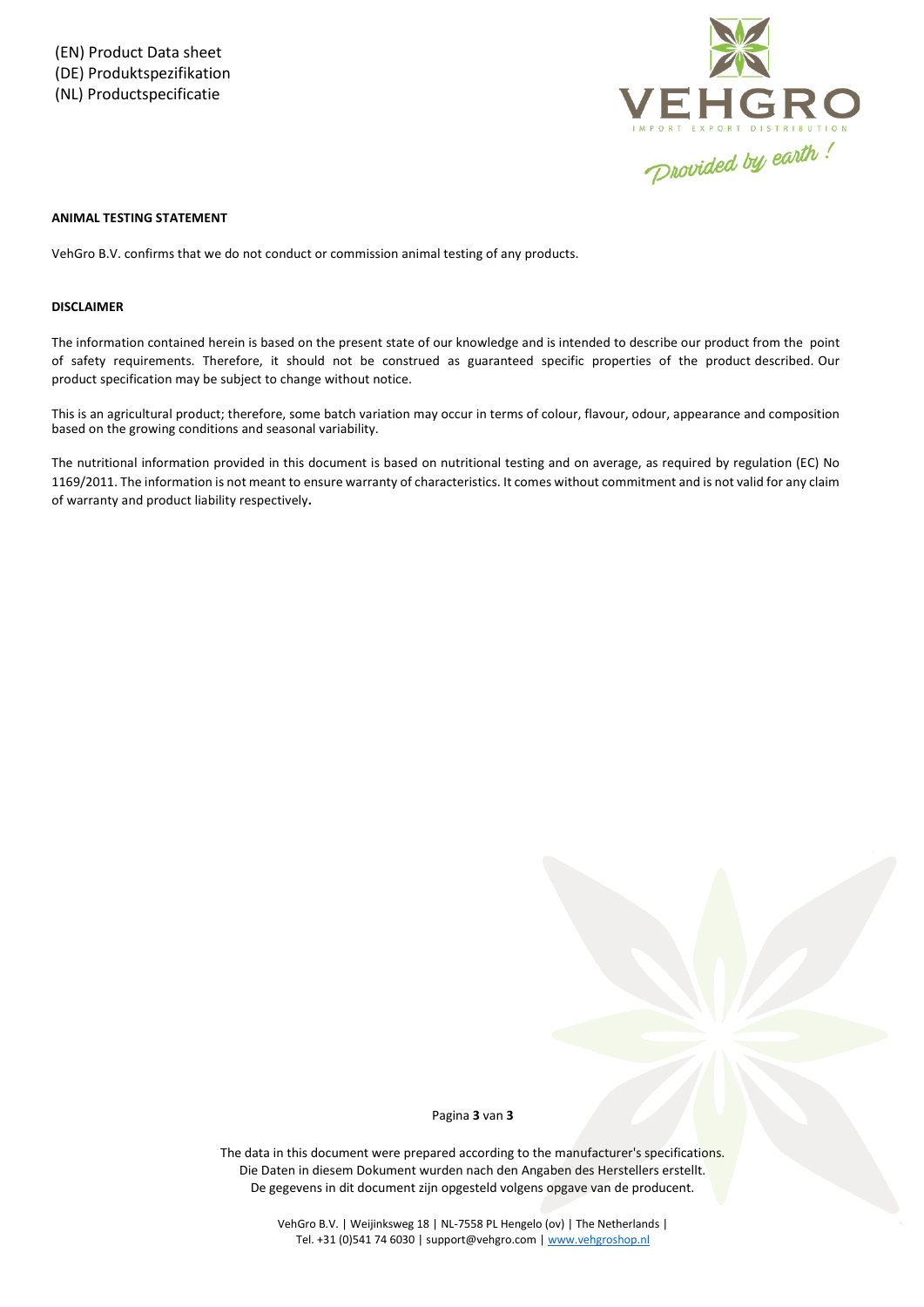(EN) Product Data sheet
(DE) Produktspezifikation
(NL) Productspecificatie

**ANIMAL TESTING STATEMENT**

VehGro B.V. confirms that we do not conduct or commission animal testing of any products.

**DISCLAIMER**

The information contained herein is based on the present state of our knowledge and is intended to describe our product from the point of safety requirements. Therefore, it should not be construed as guaranteed specific properties of the product described. Our product specification may be subject to change without notice.

This is an agricultural product; therefore, some batch variation may occur in terms of colour, flavour, odour, appearance and composition based on the growing conditions and seasonal variability.

The nutritional information provided in this document is based on nutritional testing and on average, as required by regulation (EC) No 1169/2011. The information is not meant to ensure warranty of characteristics. It comes without commitment and is not valid for any claim of warranty and product liability respectively**.**

The data in this document were prepared according to the manufacturer's specifications.
Die Daten in diesem Dokument wurden nach den Angaben des Herstellers erstellt.
De gegevens in dit document zijn opgesteld volgens opgave van de producent.

VehGro B.V. | Weijinksweg 18 | NL-7558 PL Hengelo (ov) | The Netherlands |
Tel. +31 (0)541 74 6030 | support@vehgro.com | www.vehgroshop.nl